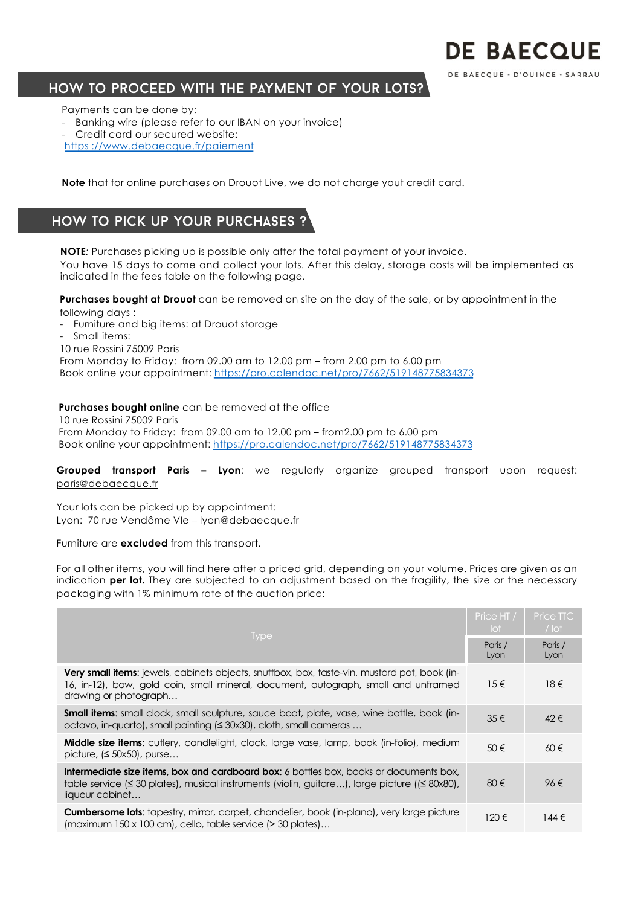DE BAECQUE

DE BAECQUE - D'OUINCE - SARRAU

## HOW TO PROCEED WITH THE PAYMENT OF YOUR LOTS?

Payments can be done by:

- Banking wire (please refer to our IBAN on your invoice)
- Credit card our secured website:

https ://www.debaecque.fr/paiement

**Note** that for online purchases on Drouot Live, we do not charge yout credit card.

## HOW TO PICK UP YOUR PURCHASES ?

**NOTE**: Purchases picking up is possible only after the total payment of your invoice.
You have 15 days to come and collect your lots. After this delay, storage costs will be implemented as indicated in the fees table on the following page.

**Purchases bought at Drouot** can be removed on site on the day of the sale, or by appointment in the following days :

- Furniture and big items: at Drouot storage
- Small items:

10 rue Rossini 75009 Paris
From Monday to Friday: from 09.00 am to 12.00 pm – from 2.00 pm to 6.00 pm
Book online your appointment: https://pro.calendoc.net/pro/7662/519148775834373

**Purchases bought online** can be removed at the office
10 rue Rossini 75009 Paris
From Monday to Friday: from 09.00 am to 12.00 pm – from2.00 pm to 6.00 pm
Book online your appointment: https://pro.calendoc.net/pro/7662/519148775834373

**Grouped transport Paris – Lyon**: we regularly organize grouped transport upon request: paris@debaecque.fr

Your lots can be picked up by appointment:
Lyon: 70 rue Vendôme VIe – lyon@debaecque.fr

Furniture are **excluded** from this transport.

For all other items, you will find here after a priced grid, depending on your volume. Prices are given as an indication **per lot.** They are subjected to an adjustment based on the fragility, the size or the necessary packaging with 1% minimum rate of the auction price:

| Type | Price HT / lot | Price TTC / lot |
|---|---|---|
| | Paris / Lyon | Paris / Lyon |
| **Very small items**: jewels, cabinets objects, snuffbox, box, taste-vin, mustard pot, book (in-16, in-12), bow, gold coin, small mineral, document, autograph, small and unframed drawing or photograph… | 15 € | 18 € |
| **Small items**: small clock, small sculpture, sauce boat, plate, vase, wine bottle, book (in-octavo, in-quarto), small painting (≤ 30x30), cloth, small cameras … | 35 € | 42 € |
| **Middle size items**: cutlery, candlelight, clock, large vase, lamp, book (in-folio), medium picture, (≤ 50x50), purse… | 50 € | 60 € |
| **Intermediate size items, box and cardboard box**: 6 bottles box, books or documents box, table service (≤ 30 plates), musical instruments (violin, guitare…), large picture ((≤ 80x80), liqueur cabinet… | 80 € | 96 € |
| **Cumbersome lots**: tapestry, mirror, carpet, chandelier, book (in-plano), very large picture (maximum 150 x 100 cm), cello, table service (> 30 plates)… | 120 € | 144 € |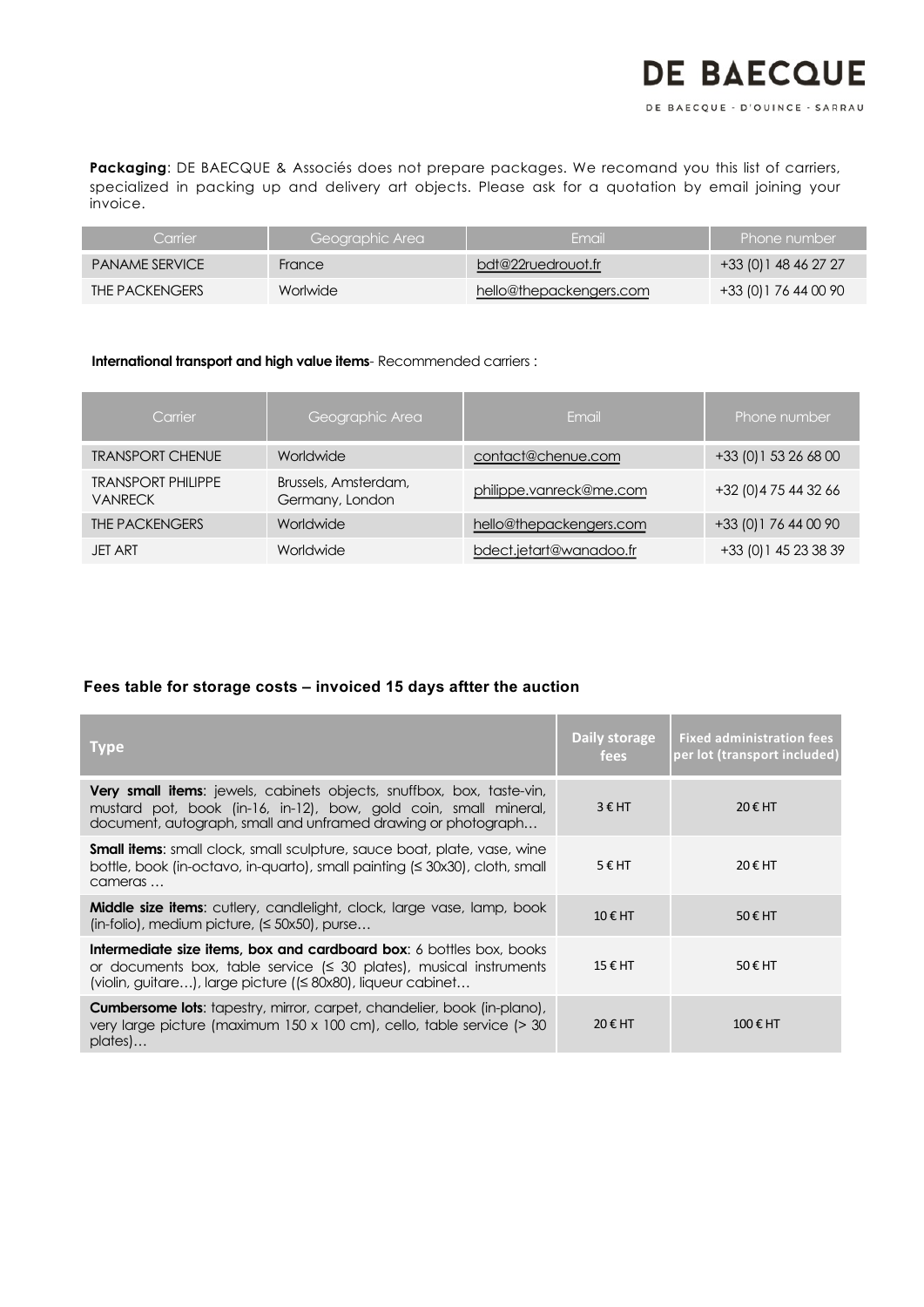**Packaging**: DE BAECQUE & Associés does not prepare packages. We recomand you this list of carriers, specialized in packing up and delivery art objects. Please ask for a quotation by email joining your invoice.

| Carrier | Geographic Area | Email | Phone number |
|---|---|---|---|
| PANAME SERVICE | France | bdt@22ruedrouot.fr | +33 (0)1 48 46 27 27 |
| THE PACKENGERS | Worlwide | hello@thepackengers.com | +33 (0)1 76 44 00 90 |

**International transport and high value items**- Recommended carriers :

| Carrier | Geographic Area | Email | Phone number |
|---|---|---|---|
| TRANSPORT CHENUE | Worldwide | contact@chenue.com | +33 (0)1 53 26 68 00 |
| TRANSPORT PHILIPPE VANRECK | Brussels, Amsterdam, Germany, London | philippe.vanreck@me.com | +32 (0)4 75 44 32 66 |
| THE PACKENGERS | Worldwide | hello@thepackengers.com | +33 (0)1 76 44 00 90 |
| JET ART | Worldwide | bdect.jetart@wanadoo.fr | +33 (0)1 45 23 38 39 |

**Fees table for storage costs – invoiced 15 days aftter the auction**

| Type | Daily storage fees | Fixed administration fees per lot (transport included) |
|---|---|---|
| **Very small items**: jewels, cabinets objects, snuffbox, box, taste-vin, mustard pot, book (in-16, in-12), bow, gold coin, small mineral, document, autograph, small and unframed drawing or photograph… | 3 € HT | 20 € HT |
| **Small items**: small clock, small sculpture, sauce boat, plate, vase, wine bottle, book (in-octavo, in-quarto), small painting (≤ 30x30), cloth, small cameras … | 5 € HT | 20 € HT |
| **Middle size items**: cutlery, candlelight, clock, large vase, lamp, book (in-folio), medium picture, (≤ 50x50), purse… | 10 € HT | 50 € HT |
| **Intermediate size items, box and cardboard box**: 6 bottles box, books or documents box, table service (≤ 30 plates), musical instruments (violin, guitare…), large picture ((≤ 80x80), liqueur cabinet… | 15 € HT | 50 € HT |
| **Cumbersome lots**: tapestry, mirror, carpet, chandelier, book (in-plano), very large picture (maximum 150 x 100 cm), cello, table service (> 30 plates)… | 20 € HT | 100 € HT |